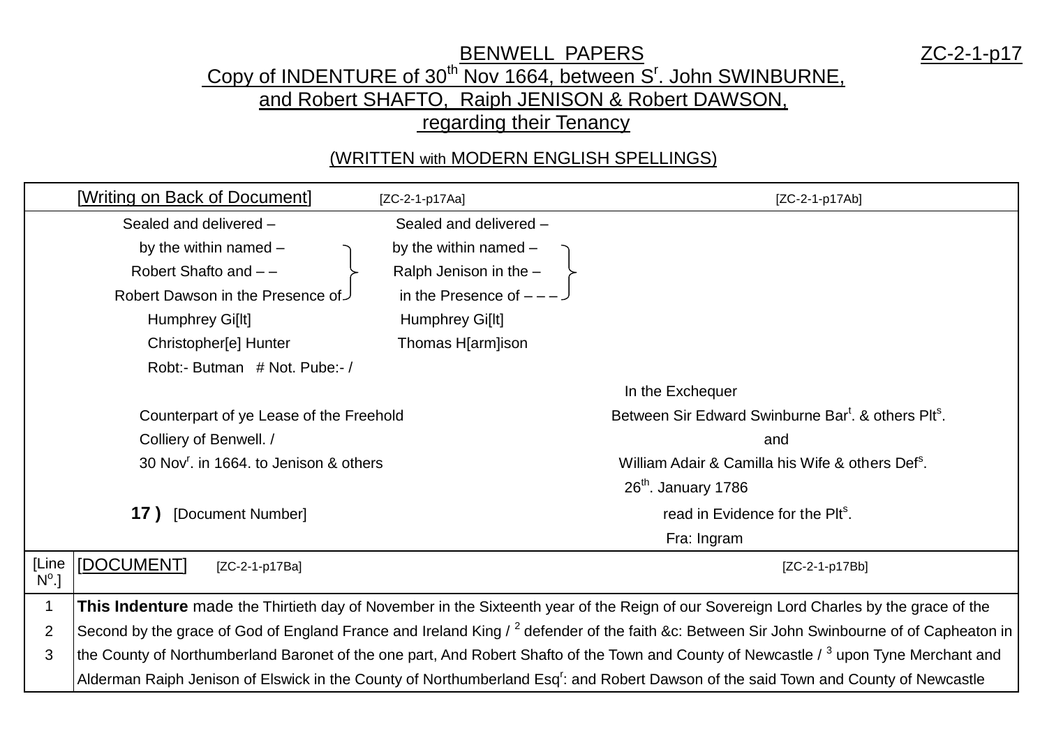# BENWELL PAPERS

ZC-2-1-p17

## Copy of INDENTURE of 30th Nov 1664, between Sr. John SWINBURNE, and Robert SHAFTO, Raiph JENISON & Robert DAWSON, regarding their Tenancy

(WRITTEN with MODERN ENGLISH SPELLINGS)

| [Writing on Back of Document] [ZC-2-1-p17Aa] | [ZC-2-1-p17Ab] |
|---|---|
| Sealed and delivered – by the within named – Robert Shafto and – – Robert Dawson in the Presence of Humphrey Gi[lt] Christopher[e] Hunter Robt:- Butman # Not. Pube:- / | Sealed and delivered – by the within named – Ralph Jenison in the – in the Presence of – – – Humphrey Gi[lt] Thomas H[arm]ison |
| Counterpart of ye Lease of the Freehold Colliery of Benwell. / 30 Novr. in 1664. to Jenison & others | In the Exchequer Between Sir Edward Swinburne Bart. & others Plts. and William Adair & Camilla his Wife & others Defs. 26th. January 1786 |
| **17 )** [Document Number] | read in Evidence for the Plts. Fra: Ingram |

| [Line No.] | [DOCUMENT] [ZC-2-1-p17Ba] [ZC-2-1-p17Bb] |
|---|---|
| 1 | **This Indenture** made the Thirtieth day of November in the Sixteenth year of the Reign of our Sovereign Lord Charles by the grace of the Second by the grace of God of England France and Ireland King / [2] defender of the faith &c: Between Sir John Swinbourne of of Capheaton in |
| 2 | the County of Northumberland Baronet of the one part, And Robert Shafto of the Town and County of Newcastle / [3] upon Tyne Merchant and |
| 3 | Alderman Raiph Jenison of Elswick in the County of Northumberland Esqr: and Robert Dawson of the said Town and County of Newcastle |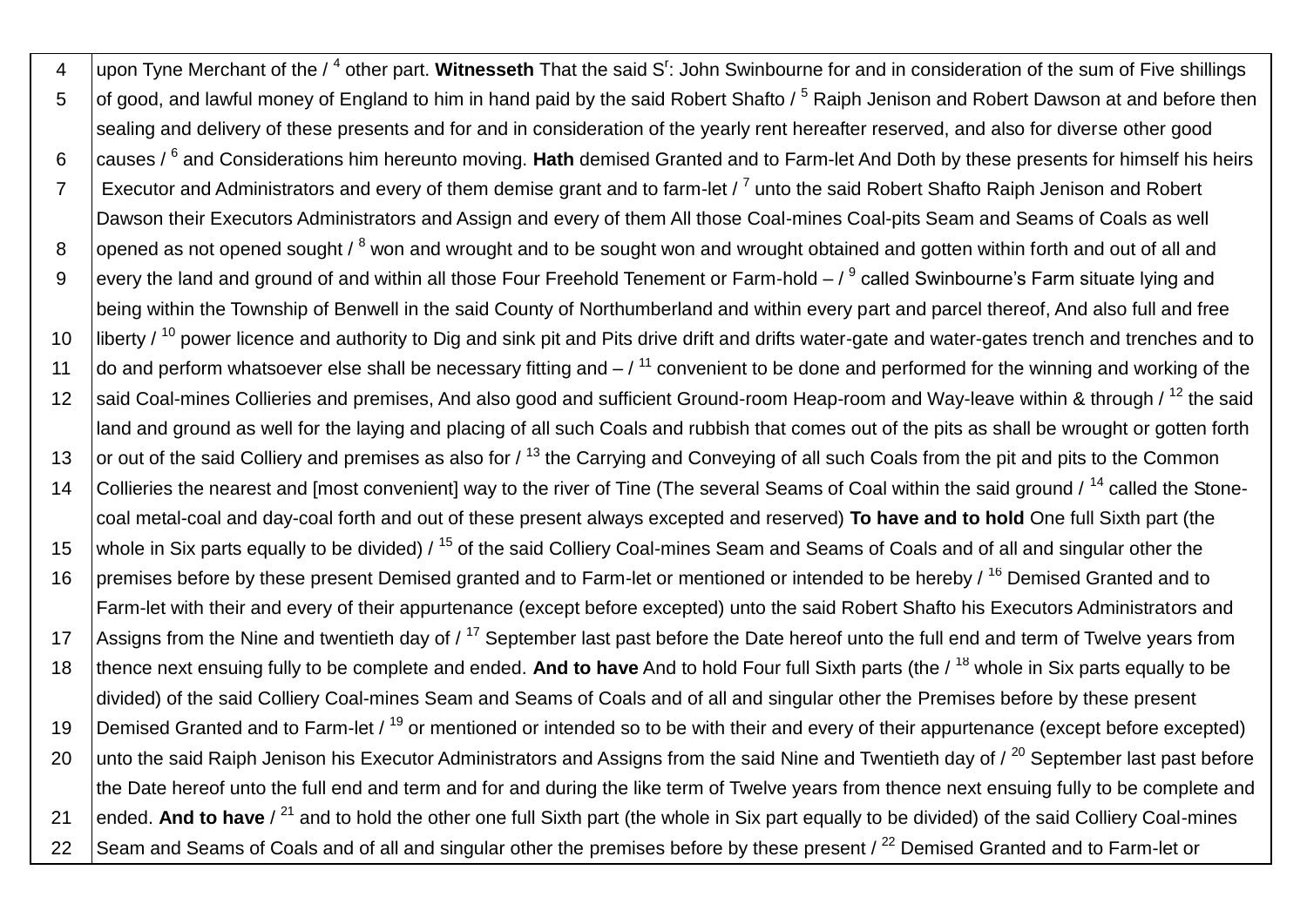| | |
|---|---|
| 4 | upon Tyne Merchant of the / [4] other part. **Witnesseth** That the said S[r]: John Swinbourne for and in consideration of the sum of Five shillings |
| 5 | of good, and lawful money of England to him in hand paid by the said Robert Shafto / [5] Raiph Jenison and Robert Dawson at and before then sealing and delivery of these presents and for and in consideration of the yearly rent hereafter reserved, and also for diverse other good |
| 6 | causes / [6] and Considerations him hereunto moving. **Hath** demised Granted and to Farm-let And Doth by these presents for himself his heirs |
| 7 | Executor and Administrators and every of them demise grant and to farm-let / [7] unto the said Robert Shafto Raiph Jenison and Robert Dawson their Executors Administrators and Assign and every of them All those Coal-mines Coal-pits Seam and Seams of Coals as well |
| 8 | opened as not opened sought / [8] won and wrought and to be sought won and wrought obtained and gotten within forth and out of all and |
| 9 | every the land and ground of and within all those Four Freehold Tenement or Farm-hold – / [9] called Swinbourne's Farm situate lying and being within the Township of Benwell in the said County of Northumberland and within every part and parcel thereof, And also full and free |
| 10 | liberty / [10] power licence and authority to Dig and sink pit and Pits drive drift and drifts water-gate and water-gates trench and trenches and to |
| 11 | do and perform whatsoever else shall be necessary fitting and – / [11] convenient to be done and performed for the winning and working of the |
| 12 | said Coal-mines Collieries and premises, And also good and sufficient Ground-room Heap-room and Way-leave within & through / [12] the said land and ground as well for the laying and placing of all such Coals and rubbish that comes out of the pits as shall be wrought or gotten forth |
| 13 | or out of the said Colliery and premises as also for / [13] the Carrying and Conveying of all such Coals from the pit and pits to the Common |
| 14 | Collieries the nearest and [most convenient] way to the river of Tine (The several Seams of Coal within the said ground / [14] called the Stone-coal metal-coal and day-coal forth and out of these present always excepted and reserved) **To have and to hold** One full Sixth part (the |
| 15 | whole in Six parts equally to be divided) / [15] of the said Colliery Coal-mines Seam and Seams of Coals and of all and singular other the |
| 16 | premises before by these present Demised granted and to Farm-let or mentioned or intended to be hereby / [16] Demised Granted and to Farm-let with their and every of their appurtenance (except before excepted) unto the said Robert Shafto his Executors Administrators and |
| 17 | Assigns from the Nine and twentieth day of / [17] September last past before the Date hereof unto the full end and term of Twelve years from |
| 18 | thence next ensuing fully to be complete and ended. **And to have** And to hold Four full Sixth parts (the / [18] whole in Six parts equally to be divided) of the said Colliery Coal-mines Seam and Seams of Coals and of all and singular other the Premises before by these present |
| 19 | Demised Granted and to Farm-let / [19] or mentioned or intended so to be with their and every of their appurtenance (except before excepted) |
| 20 | unto the said Raiph Jenison his Executor Administrators and Assigns from the said Nine and Twentieth day of / [20] September last past before the Date hereof unto the full end and term and for and during the like term of Twelve years from thence next ensuing fully to be complete and |
| 21 | ended. **And to have** / [21] and to hold the other one full Sixth part (the whole in Six part equally to be divided) of the said Colliery Coal-mines |
| 22 | Seam and Seams of Coals and of all and singular other the premises before by these present / [22] Demised Granted and to Farm-let or |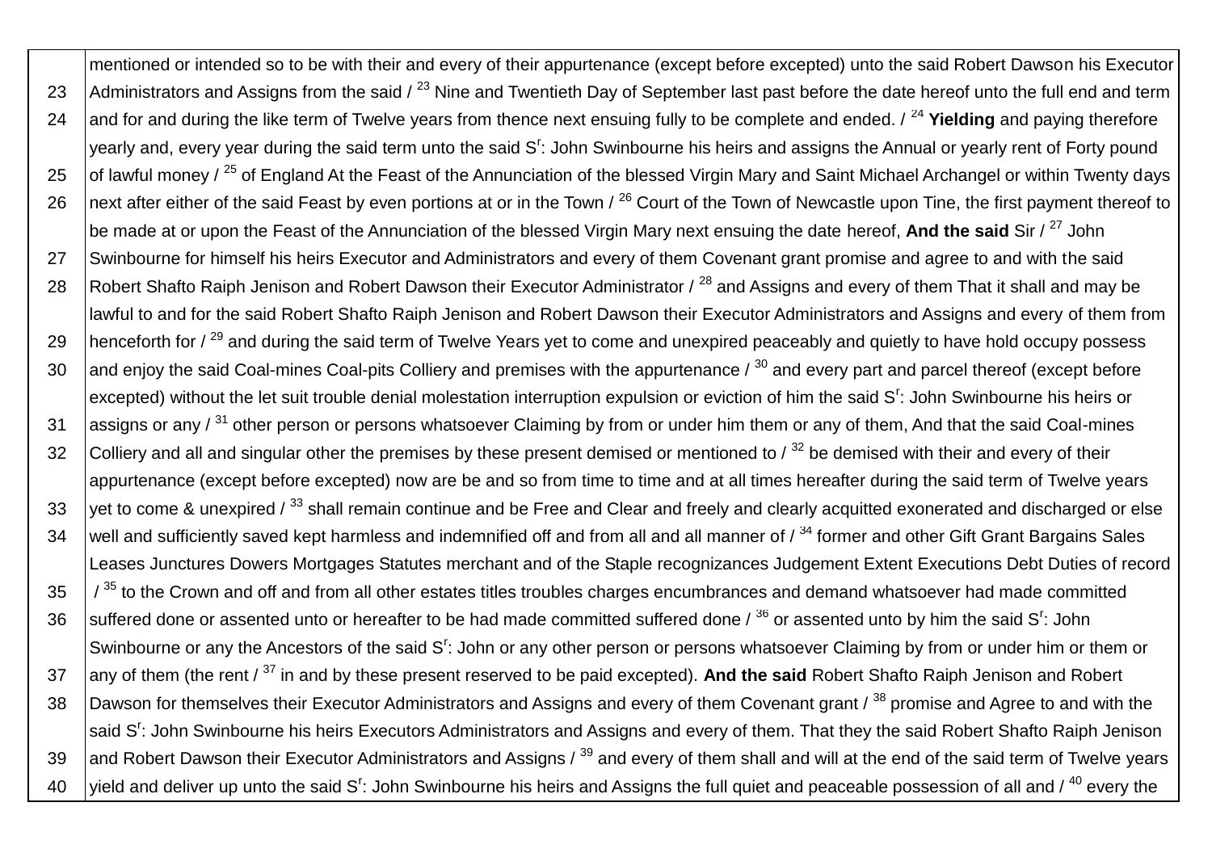| | |
|---|---|
| | mentioned or intended so to be with their and every of their appurtenance (except before excepted) unto the said Robert Dawson his Executor |
| 23 | Administrators and Assigns from the said / [23] Nine and Twentieth Day of September last past before the date hereof unto the full end and term |
| 24 | and for and during the like term of Twelve years from thence next ensuing fully to be complete and ended. / [24] **Yielding** and paying therefore |
| | yearly and, every year during the said term unto the said S[r]: John Swinbourne his heirs and assigns the Annual or yearly rent of Forty pound |
| 25 | of lawful money / [25] of England At the Feast of the Annunciation of the blessed Virgin Mary and Saint Michael Archangel or within Twenty days |
| 26 | next after either of the said Feast by even portions at or in the Town / [26] Court of the Town of Newcastle upon Tine, the first payment thereof to |
| | be made at or upon the Feast of the Annunciation of the blessed Virgin Mary next ensuing the date hereof, **And the said** Sir / [27] John |
| 27 | Swinbourne for himself his heirs Executor and Administrators and every of them Covenant grant promise and agree to and with the said |
| 28 | Robert Shafto Raiph Jenison and Robert Dawson their Executor Administrator / [28] and Assigns and every of them That it shall and may be |
| | lawful to and for the said Robert Shafto Raiph Jenison and Robert Dawson their Executor Administrators and Assigns and every of them from |
| 29 | henceforth for / [29] and during the said term of Twelve Years yet to come and unexpired peaceably and quietly to have hold occupy possess |
| 30 | and enjoy the said Coal-mines Coal-pits Colliery and premises with the appurtenance / [30] and every part and parcel thereof (except before |
| | excepted) without the let suit trouble denial molestation interruption expulsion or eviction of him the said S[r]: John Swinbourne his heirs or |
| 31 | assigns or any / [31] other person or persons whatsoever Claiming by from or under him them or any of them, And that the said Coal-mines |
| 32 | Colliery and all and singular other the premises by these present demised or mentioned to / [32] be demised with their and every of their |
| | appurtenance (except before excepted) now are be and so from time to time and at all times hereafter during the said term of Twelve years |
| 33 | yet to come & unexpired / [33] shall remain continue and be Free and Clear and freely and clearly acquitted exonerated and discharged or else |
| 34 | well and sufficiently saved kept harmless and indemnified off and from all and all manner of / [34] former and other Gift Grant Bargains Sales |
| | Leases Junctures Dowers Mortgages Statutes merchant and of the Staple recognizances Judgement Extent Executions Debt Duties of record |
| 35 | / [35] to the Crown and off and from all other estates titles troubles charges encumbrances and demand whatsoever had made committed |
| 36 | suffered done or assented unto or hereafter to be had made committed suffered done / [36] or assented unto by him the said S[r]: John |
| | Swinbourne or any the Ancestors of the said S[r]: John or any other person or persons whatsoever Claiming by from or under him or them or |
| 37 | any of them (the rent / [37] in and by these present reserved to be paid excepted). **And the said** Robert Shafto Raiph Jenison and Robert |
| 38 | Dawson for themselves their Executor Administrators and Assigns and every of them Covenant grant / [38] promise and Agree to and with the |
| | said S[r]: John Swinbourne his heirs Executors Administrators and Assigns and every of them. That they the said Robert Shafto Raiph Jenison |
| 39 | and Robert Dawson their Executor Administrators and Assigns / [39] and every of them shall and will at the end of the said term of Twelve years |
| 40 | yield and deliver up unto the said S[r]: John Swinbourne his heirs and Assigns the full quiet and peaceable possession of all and / [40] every the |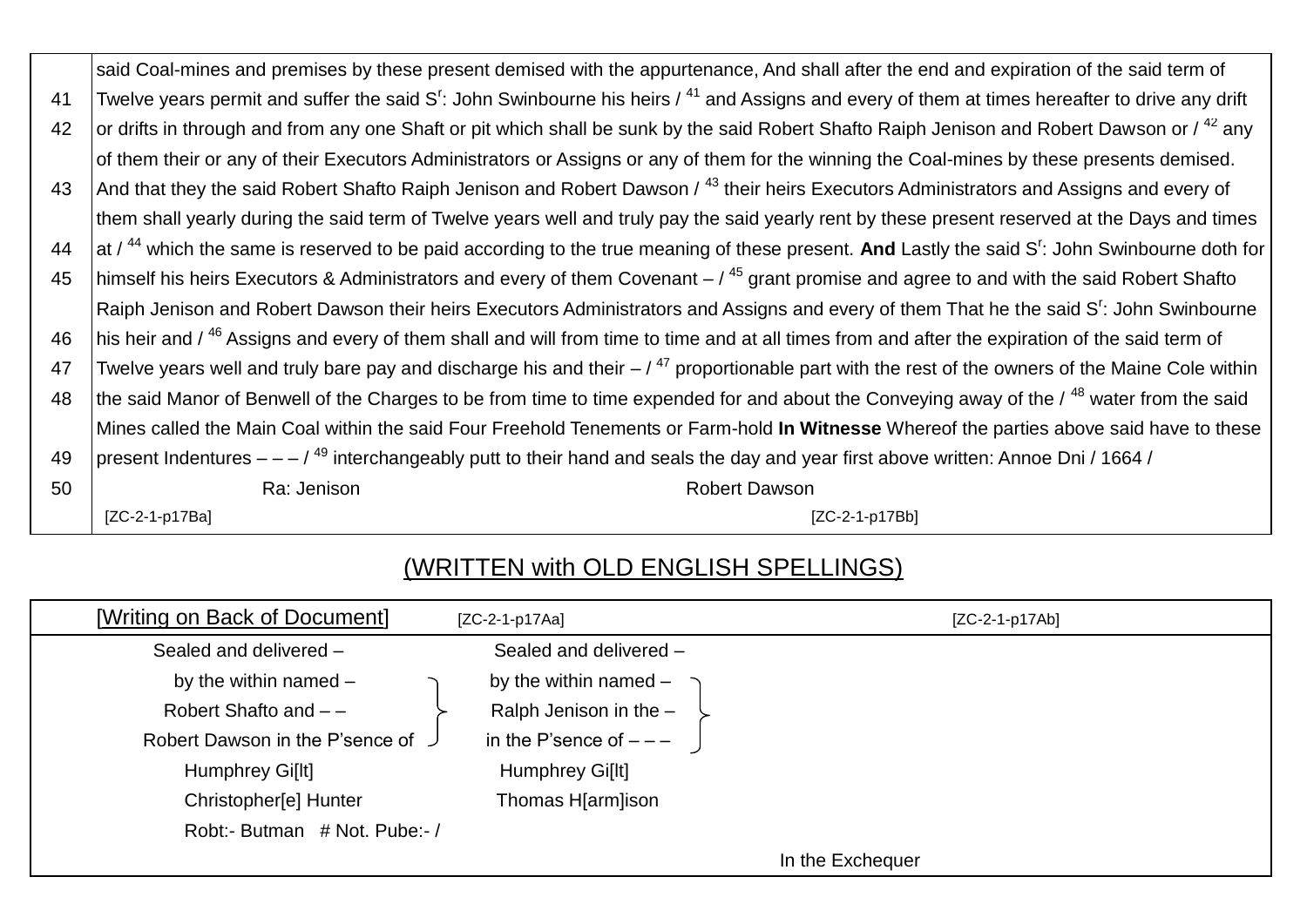| | |
|---|---|
| | said Coal-mines and premises by these present demised with the appurtenance, And shall after the end and expiration of the said term of |
| 41 | Twelve years permit and suffer the said S$^{r}$: John Swinbourne his heirs / [41] and Assigns and every of them at times hereafter to drive any drift |
| 42 | or drifts in through and from any one Shaft or pit which shall be sunk by the said Robert Shafto Raiph Jenison and Robert Dawson or / [42] any |
| | of them their or any of their Executors Administrators or Assigns or any of them for the winning the Coal-mines by these presents demised. |
| 43 | And that they the said Robert Shafto Raiph Jenison and Robert Dawson / [43] their heirs Executors Administrators and Assigns and every of |
| | them shall yearly during the said term of Twelve years well and truly pay the said yearly rent by these present reserved at the Days and times |
| 44 | at / [44] which the same is reserved to be paid according to the true meaning of these present. **And** Lastly the said S$^{r}$: John Swinbourne doth for |
| 45 | himself his heirs Executors & Administrators and every of them Covenant – / [45] grant promise and agree to and with the said Robert Shafto |
| | Raiph Jenison and Robert Dawson their heirs Executors Administrators and Assigns and every of them That he the said S$^{r}$: John Swinbourne |
| 46 | his heir and / [46] Assigns and every of them shall and will from time to time and at all times from and after the expiration of the said term of |
| 47 | Twelve years well and truly bare pay and discharge his and their – / [47] proportionable part with the rest of the owners of the Maine Cole within |
| 48 | the said Manor of Benwell of the Charges to be from time to time expended for and about the Conveying away of the / [48] water from the said |
| | Mines called the Main Coal within the said Four Freehold Tenements or Farm-hold **In Witnesse** Whereof the parties above said have to these |
| 49 | present Indentures – – – / [49] interchangeably putt to their hand and seals the day and year first above written: Annoe Dni / 1664 / |
| 50 | Ra: Jenison &nbsp;&nbsp;&nbsp;&nbsp;&nbsp;&nbsp;&nbsp;&nbsp; Robert Dawson |
| | [ZC-2-1-p17Ba] &nbsp;&nbsp;&nbsp;&nbsp;&nbsp;&nbsp;&nbsp;&nbsp; [ZC-2-1-p17Bb] |

## (WRITTEN with OLD ENGLISH SPELLINGS)

| [Writing on Back of Document] [ZC-2-1-p17Aa] | [ZC-2-1-p17Ab] |
|---|---|
| Sealed and delivered – by the within named – Robert Shafto and – – Robert Dawson in the P'sence of | Sealed and delivered – by the within named – Ralph Jenison in the – in the P'sence of – – – |
| Humphrey Gi[lt] | Humphrey Gi[lt] |
| Christopher[e] Hunter | Thomas H[arm]ison |
| Robt:- Butman # Not. Pube:- / | |
| | In the Exchequer |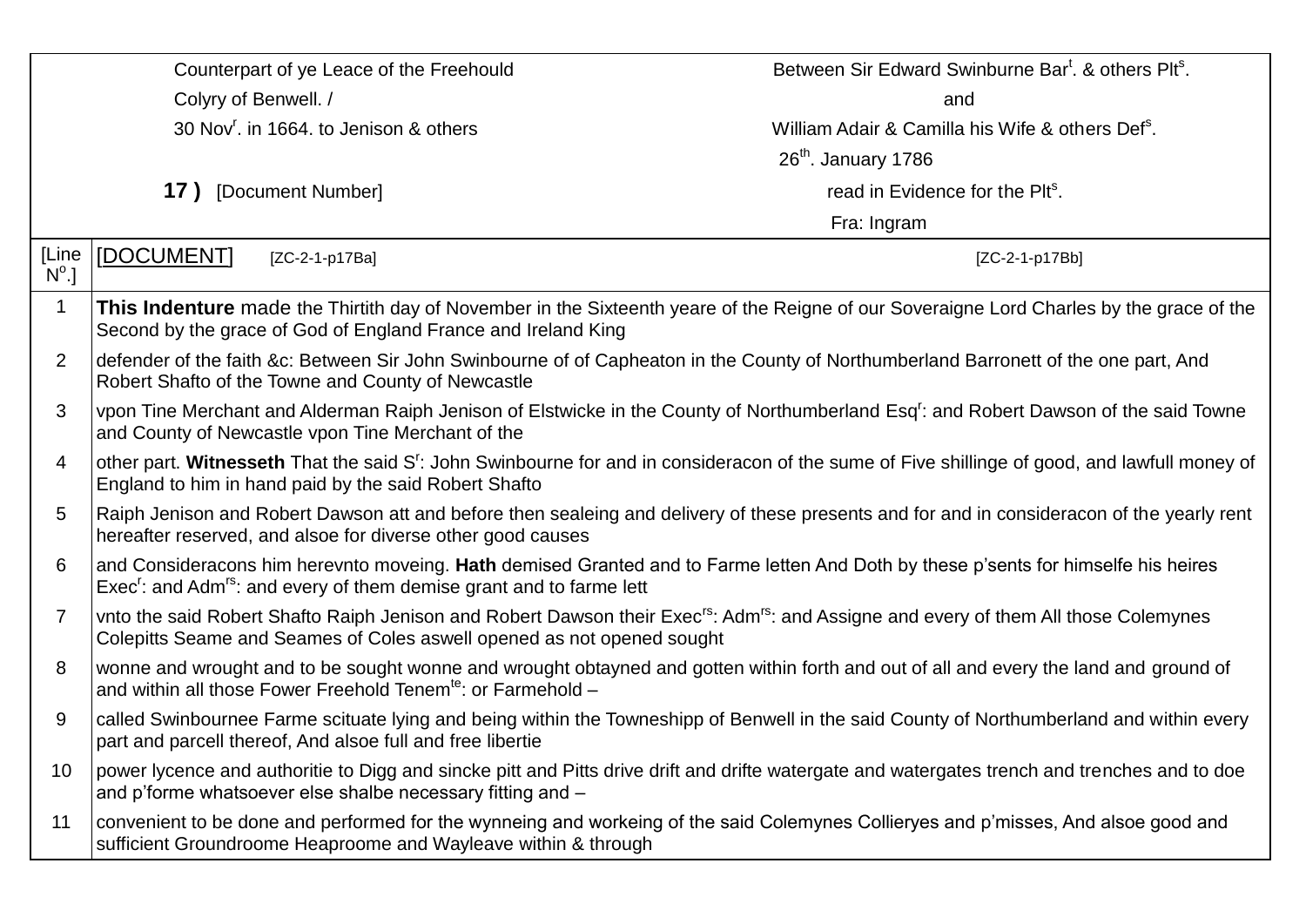| | |
|---|---|
| Counterpart of ye Leace of the Freehould | Between Sir Edward Swinburne Bar[t]. & others Plt[s]. |
| Colyry of Benwell. / | and |
| 30 Nov[r]. in 1664. to Jenison & others | William Adair & Camilla his Wife & others Def[s]. |
| | 26[th]. January 1786 |
| **17 )** [Document Number] | read in Evidence for the Plt[s]. |
| | Fra: Ingram |

| [Line N[o].] | [DOCUMENT] [ZC-2-1-p17Ba] [ZC-2-1-p17Bb] |
|---|---|
| 1 | **This Indenture** made the Thirtith day of November in the Sixteenth yeare of the Reigne of our Soveraigne Lord Charles by the grace of the Second by the grace of God of England France and Ireland King |
| 2 | defender of the faith &c: Between Sir John Swinbourne of of Capheaton in the County of Northumberland Barronett of the one part, And Robert Shafto of the Towne and County of Newcastle |
| 3 | vpon Tine Merchant and Alderman Raiph Jenison of Elstwicke in the County of Northumberland Esq[r]: and Robert Dawson of the said Towne and County of Newcastle vpon Tine Merchant of the |
| 4 | other part. **Witnesseth** That the said S[r]: John Swinbourne for and in consideracon of the sume of Five shillinge of good, and lawfull money of England to him in hand paid by the said Robert Shafto |
| 5 | Raiph Jenison and Robert Dawson att and before then sealeing and delivery of these presents and for and in consideracon of the yearly rent hereafter reserved, and alsoe for diverse other good causes |
| 6 | and Consideracons him herevnto moveing. **Hath** demised Granted and to Farme letten And Doth by these p'sents for himselfe his heires Exec[r]: and Adm[rs]: and every of them demise grant and to farme lett |
| 7 | vnto the said Robert Shafto Raiph Jenison and Robert Dawson their Exec[rs]: Adm[rs]: and Assigne and every of them All those Colemynes Colepitts Seame and Seames of Coles aswell opened as not opened sought |
| 8 | wonne and wrought and to be sought wonne and wrought obtayned and gotten within forth and out of all and every the land and ground of and within all those Fower Freehold Tenem[te]: or Farmehold – |
| 9 | called Swinbournee Farme scituate lying and being within the Towneshipp of Benwell in the said County of Northumberland and within every part and parcell thereof, And alsoe full and free libertie |
| 10 | power lycence and authoritie to Digg and sincke pitt and Pitts drive drift and drifte watergate and watergates trench and trenches and to doe and p'forme whatsoever else shalbe necessary fitting and – |
| 11 | convenient to be done and performed for the wynneing and workeing of the said Colemynes Collieryes and p'misses, And alsoe good and sufficient Groundroome Heaproome and Wayleave within & through |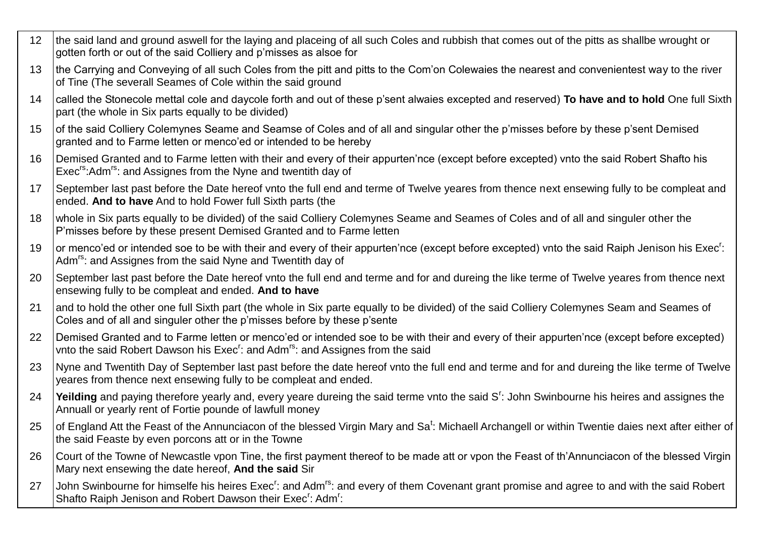| | |
|---|---|
| 12 | the said land and ground aswell for the laying and placeing of all such Coles and rubbish that comes out of the pitts as shallbe wrought or gotten forth or out of the said Colliery and p'misses as alsoe for |
| 13 | the Carrying and Conveying of all such Coles from the pitt and pitts to the Com'on Colewaies the nearest and convenientest way to the river of Tine (The severall Seames of Cole within the said ground |
| 14 | called the Stonecole mettal cole and daycole forth and out of these p'sent alwaies excepted and reserved) **To have and to hold** One full Sixth part (the whole in Six parts equally to be divided) |
| 15 | of the said Colliery Colemynes Seame and Seamse of Coles and of all and singular other the p'misses before by these p'sent Demised granted and to Farme letten or menco'ed or intended to be hereby |
| 16 | Demised Granted and to Farme letten with their and every of their appurten'nce (except before excepted) vnto the said Robert Shafto his Exec[rs]:Adm[rs]: and Assignes from the Nyne and twentith day of |
| 17 | September last past before the Date hereof vnto the full end and terme of Twelve yeares from thence next ensewing fully to be compleat and ended. **And to have** And to hold Fower full Sixth parts (the |
| 18 | whole in Six parts equally to be divided) of the said Colliery Colemynes Seame and Seames of Coles and of all and singuler other the P'misses before by these present Demised Granted and to Farme letten |
| 19 | or menco'ed or intended soe to be with their and every of their appurten'nce (except before excepted) vnto the said Raiph Jenison his Exec[r]: Adm[rs]: and Assignes from the said Nyne and Twentith day of |
| 20 | September last past before the Date hereof vnto the full end and terme and for and dureing the like terme of Twelve yeares from thence next ensewing fully to be compleat and ended. **And to have** |
| 21 | and to hold the other one full Sixth part (the whole in Six parte equally to be divided) of the said Colliery Colemynes Seam and Seames of Coles and of all and singuler other the p'misses before by these p'sente |
| 22 | Demised Granted and to Farme letten or menco'ed or intended soe to be with their and every of their appurten'nce (except before excepted) vnto the said Robert Dawson his Exec[r]: and Adm[rs]: and Assignes from the said |
| 23 | Nyne and Twentith Day of September last past before the date hereof vnto the full end and terme and for and dureing the like terme of Twelve yeares from thence next ensewing fully to be compleat and ended. |
| 24 | **Yeilding** and paying therefore yearly and, every yeare dureing the said terme vnto the said S[r]: John Swinbourne his heires and assignes the Annuall or yearly rent of Fortie pounde of lawfull money |
| 25 | of England Att the Feast of the Annunciacon of the blessed Virgin Mary and Sa[t]: Michaell Archangell or within Twentie daies next after either of the said Feaste by even porcons att or in the Towne |
| 26 | Court of the Towne of Newcastle vpon Tine, the first payment thereof to be made att or vpon the Feast of th'Annunciacon of the blessed Virgin Mary next ensewing the date hereof, **And the said** Sir |
| 27 | John Swinbourne for himselfe his heires Exec[r]: and Adm[rs]: and every of them Covenant grant promise and agree to and with the said Robert Shafto Raiph Jenison and Robert Dawson their Exec[r]: Adm[r]: |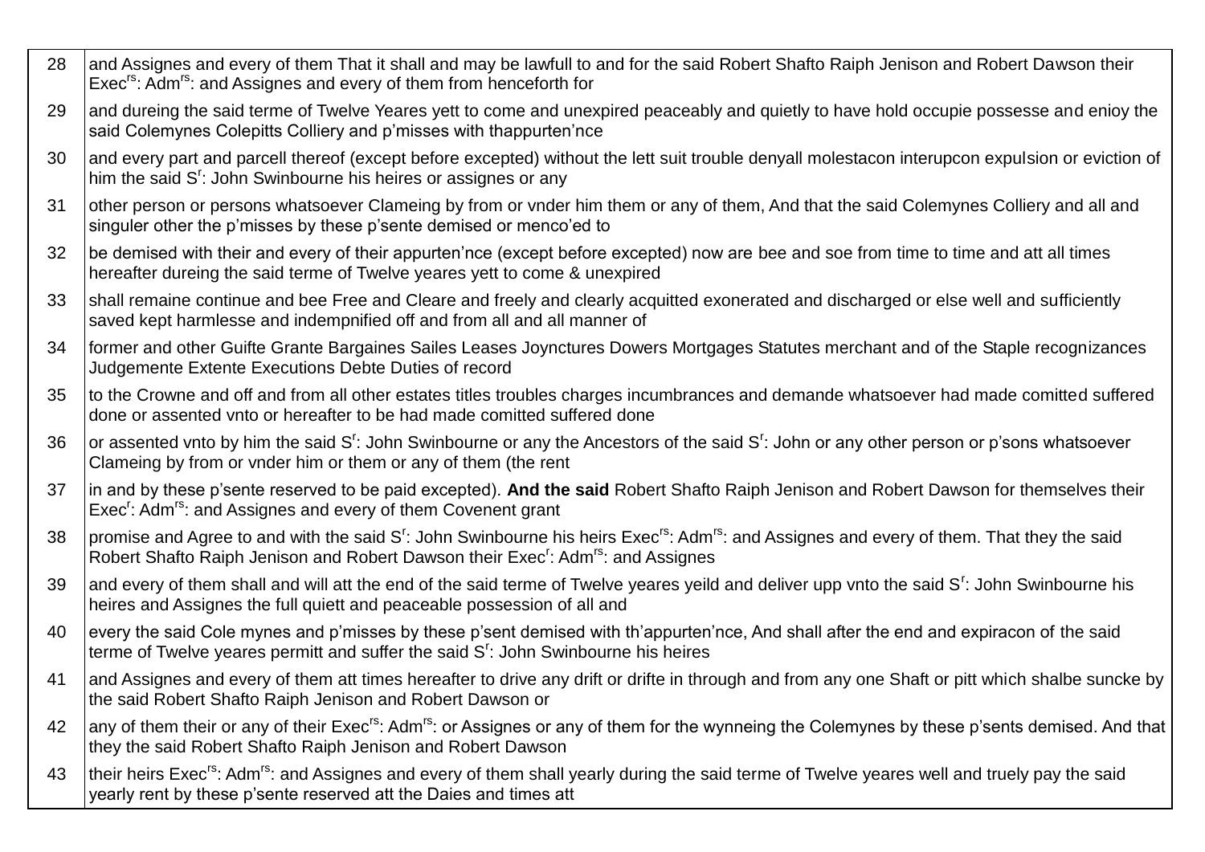| | |
|---|---|
| 28 | and Assignes and every of them That it shall and may be lawfull to and for the said Robert Shafto Raiph Jenison and Robert Dawson their Exec$^{rs}$: Adm$^{rs}$: and Assignes and every of them from henceforth for |
| 29 | and dureing the said terme of Twelve Yeares yett to come and unexpired peaceably and quietly to have hold occupie possesse and enioy the said Colemynes Colepitts Colliery and p'misses with thappurten'nce |
| 30 | and every part and parcell thereof (except before excepted) without the lett suit trouble denyall molestacon interupcon expulsion or eviction of him the said S$^{r}$: John Swinbourne his heires or assignes or any |
| 31 | other person or persons whatsoever Clameing by from or vnder him them or any of them, And that the said Colemynes Colliery and all and singuler other the p'misses by these p'sente demised or menco'ed to |
| 32 | be demised with their and every of their appurten'nce (except before excepted) now are bee and soe from time to time and att all times hereafter dureing the said terme of Twelve yeares yett to come & unexpired |
| 33 | shall remaine continue and bee Free and Cleare and freely and clearly acquitted exonerated and discharged or else well and sufficiently saved kept harmlesse and indempnified off and from all and all manner of |
| 34 | former and other Guifte Grante Bargaines Sailes Leases Joynctures Dowers Mortgages Statutes merchant and of the Staple recognizances Judgemente Extente Executions Debte Duties of record |
| 35 | to the Crowne and off and from all other estates titles troubles charges incumbrances and demande whatsoever had made comitted suffered done or assented vnto or hereafter to be had made comitted suffered done |
| 36 | or assented vnto by him the said S$^{r}$: John Swinbourne or any the Ancestors of the said S$^{r}$: John or any other person or p'sons whatsoever Clameing by from or vnder him or them or any of them (the rent |
| 37 | in and by these p'sente reserved to be paid excepted). **And the said** Robert Shafto Raiph Jenison and Robert Dawson for themselves their Exec$^{r}$: Adm$^{rs}$: and Assignes and every of them Covenent grant |
| 38 | promise and Agree to and with the said S$^{r}$: John Swinbourne his heirs Exec$^{rs}$: Adm$^{rs}$: and Assignes and every of them. That they the said Robert Shafto Raiph Jenison and Robert Dawson their Exec$^{r}$: Adm$^{rs}$: and Assignes |
| 39 | and every of them shall and will att the end of the said terme of Twelve yeares yeild and deliver upp vnto the said S$^{r}$: John Swinbourne his heires and Assignes the full quiett and peaceable possession of all and |
| 40 | every the said Cole mynes and p'misses by these p'sent demised with th'appurten'nce, And shall after the end and expiracon of the said terme of Twelve yeares permitt and suffer the said S$^{r}$: John Swinbourne his heires |
| 41 | and Assignes and every of them att times hereafter to drive any drift or drifte in through and from any one Shaft or pitt which shalbe suncke by the said Robert Shafto Raiph Jenison and Robert Dawson or |
| 42 | any of them their or any of their Exec$^{rs}$: Adm$^{rs}$: or Assignes or any of them for the wynneing the Colemynes by these p'sents demised. And that they the said Robert Shafto Raiph Jenison and Robert Dawson |
| 43 | their heirs Exec$^{rs}$: Adm$^{rs}$: and Assignes and every of them shall yearly during the said terme of Twelve yeares well and truely pay the said yearly rent by these p'sente reserved att the Daies and times att |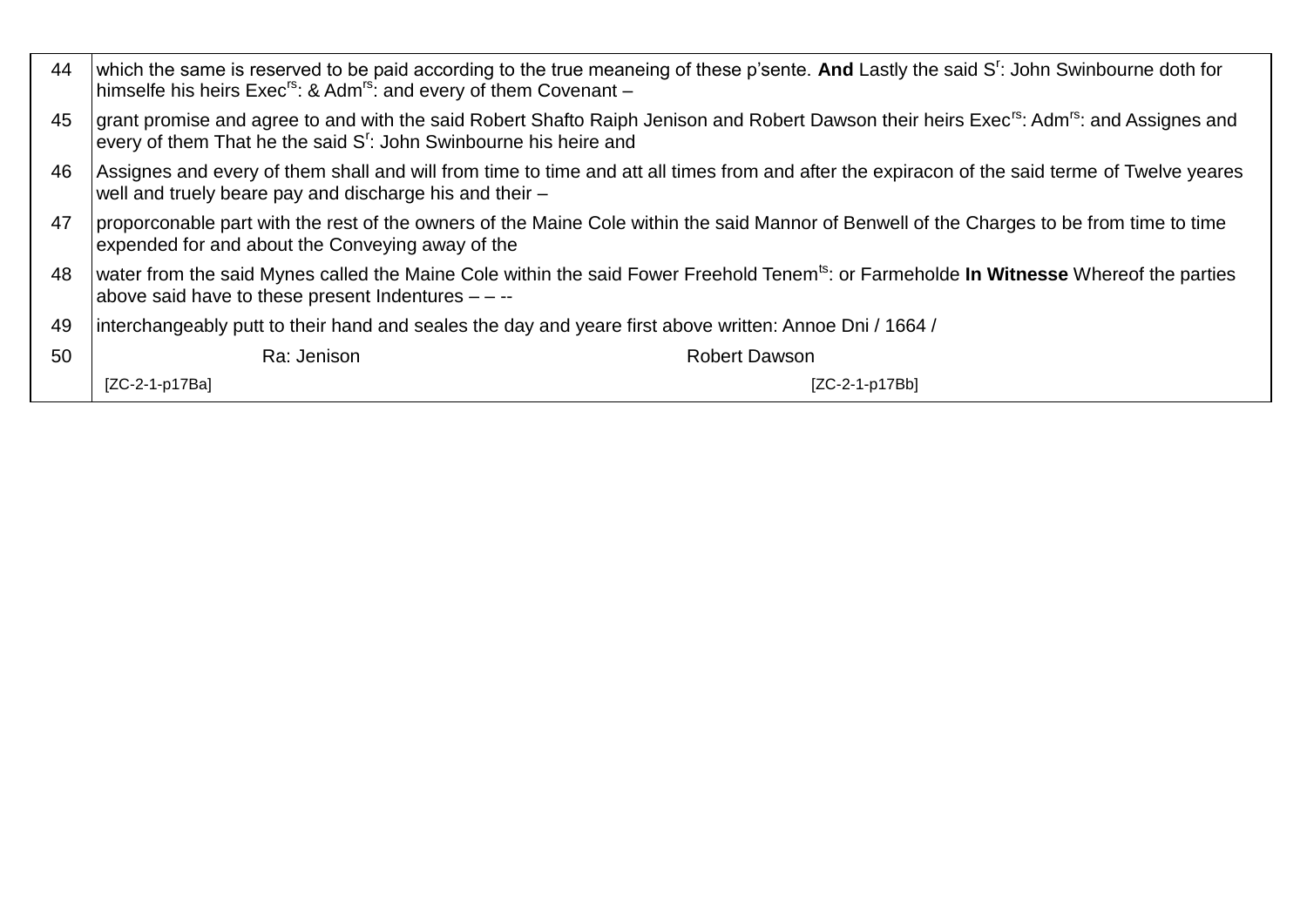| | |
|---|---|
| 44 | which the same is reserved to be paid according to the true meaneing of these p'sente. **And** Lastly the said S$^{r}$: John Swinbourne doth for himselfe his heirs Exec$^{rs}$: & Adm$^{rs}$: and every of them Covenant – |
| 45 | grant promise and agree to and with the said Robert Shafto Raiph Jenison and Robert Dawson their heirs Exec$^{rs}$: Adm$^{rs}$: and Assignes and every of them That he the said S$^{r}$: John Swinbourne his heire and |
| 46 | Assignes and every of them shall and will from time to time and att all times from and after the expiracon of the said terme of Twelve yeares well and truely beare pay and discharge his and their – |
| 47 | proporconable part with the rest of the owners of the Maine Cole within the said Mannor of Benwell of the Charges to be from time to time expended for and about the Conveying away of the |
| 48 | water from the said Mynes called the Maine Cole within the said Fower Freehold Tenem$^{ts}$: or Farmeholde **In Witnesse** Whereof the parties above said have to these present Indentures – – -- |
| 49 | interchangeably putt to their hand and seales the day and yeare first above written: Annoe Dni / 1664 / |
| 50 | Ra: Jenison                    Robert Dawson |
| | [ZC-2-1-p17Ba]                    [ZC-2-1-p17Bb] |